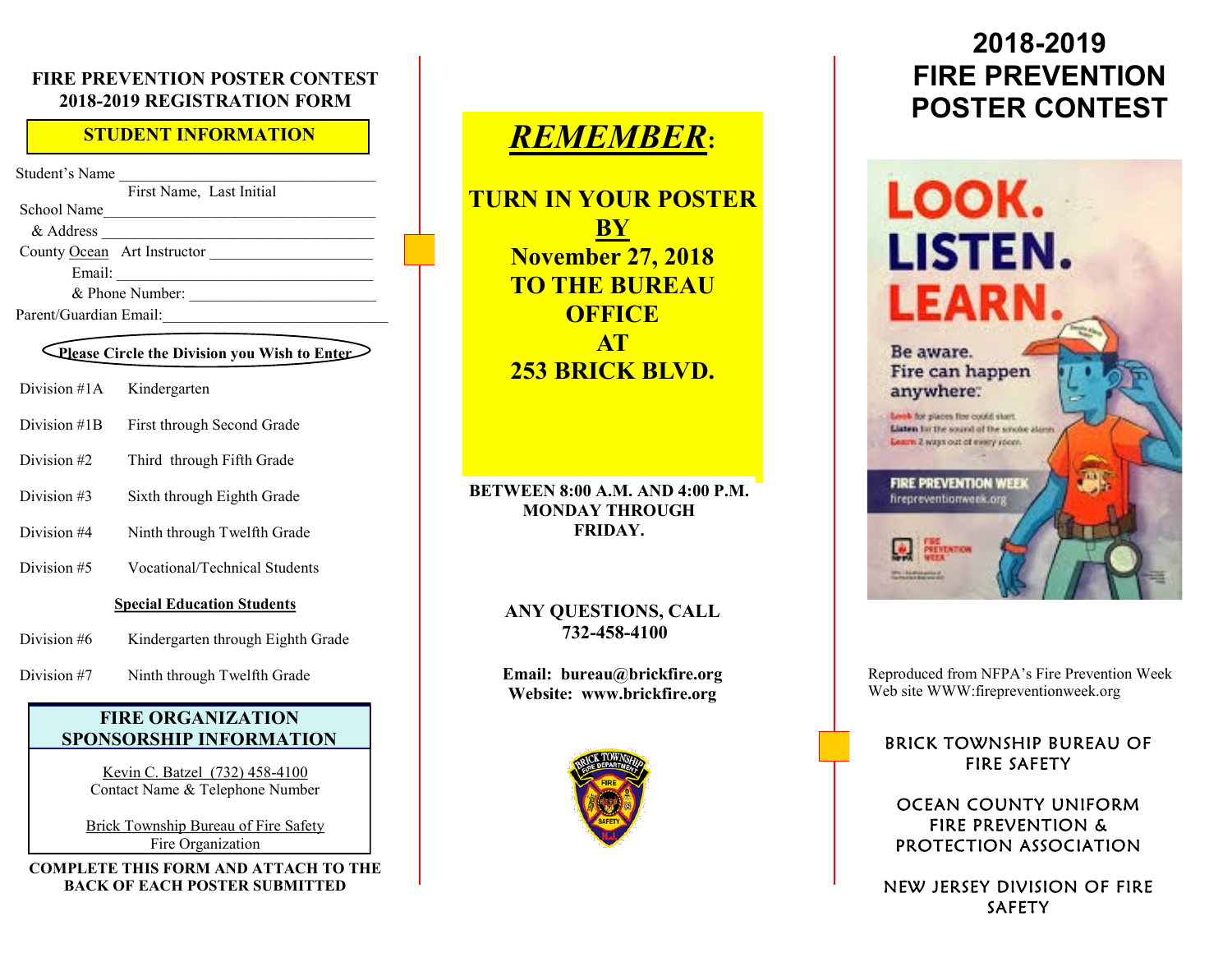## FIRE PREVENTION POSTER CONTEST
## 2018-2019 REGISTRATION FORM

**STUDENT INFORMATION**

Student's Name ________________________________
First Name, Last Initial

School Name ________________________________

& Address ________________________________

County Ocean Art Instructor ____________________

Email: ________________________________

& Phone Number: ________________________

Parent/Guardian Email: ____________________________

**Please Circle the Division you Wish to Enter**

| | |
|---|---|
| Division #1A | Kindergarten |
| Division #1B | First through Second Grade |
| Division #2 | Third through Fifth Grade |
| Division #3 | Sixth through Eighth Grade |
| Division #4 | Ninth through Twelfth Grade |
| Division #5 | Vocational/Technical Students |

**Special Education Students**

| | |
|---|---|
| Division #6 | Kindergarten through Eighth Grade |
| Division #7 | Ninth through Twelfth Grade |

**FIRE ORGANIZATION SPONSORSHIP INFORMATION**

Kevin C. Batzel (732) 458-4100
Contact Name & Telephone Number

Brick Township Bureau of Fire Safety
Fire Organization

**COMPLETE THIS FORM AND ATTACH TO THE BACK OF EACH POSTER SUBMITTED**

***REMEMBER*:**

**TURN IN YOUR POSTER BY November 27, 2018 TO THE BUREAU OFFICE AT 253 BRICK BLVD.**

**BETWEEN 8:00 A.M. AND 4:00 P.M. MONDAY THROUGH FRIDAY.**

**ANY QUESTIONS, CALL 732-458-4100**

**Email: bureau@brickfire.org**
**Website: www.brickfire.org**

# 2018-2019 FIRE PREVENTION POSTER CONTEST

Reproduced from NFPA's Fire Prevention Week Web site WWW:firepreventionweek.org

BRICK TOWNSHIP BUREAU OF FIRE SAFETY

OCEAN COUNTY UNIFORM FIRE PREVENTION & PROTECTION ASSOCIATION

NEW JERSEY DIVISION OF FIRE SAFETY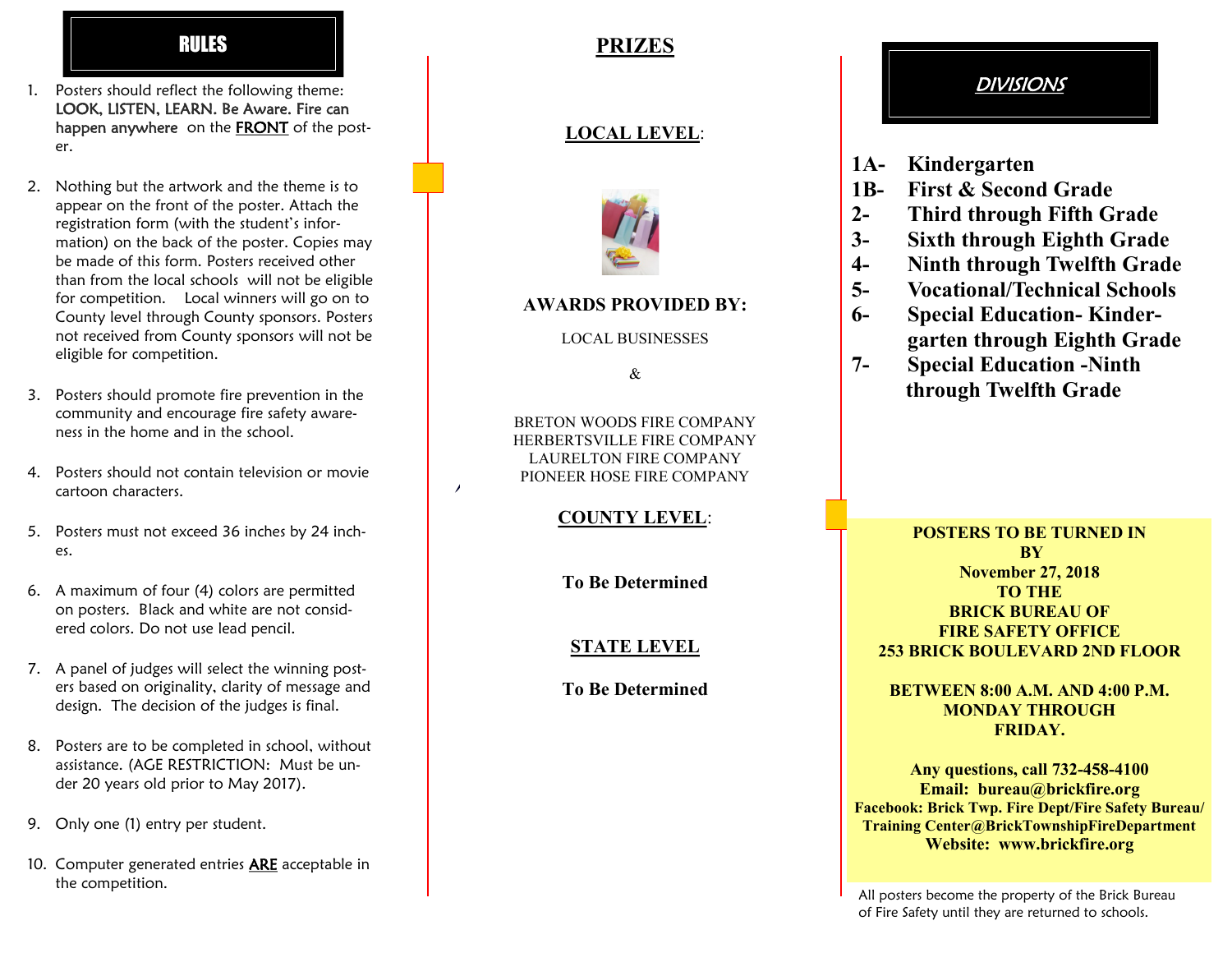## RULES

1. Posters should reflect the following theme: LOOK, LISTEN, LEARN. Be Aware. Fire can happen anywhere on the **FRONT** of the poster.

2. Nothing but the artwork and the theme is to appear on the front of the poster. Attach the registration form (with the student's information) on the back of the poster. Copies may be made of this form. Posters received other than from the local schools will not be eligible for competition. Local winners will go on to County level through County sponsors. Posters not received from County sponsors will not be eligible for competition.

3. Posters should promote fire prevention in the community and encourage fire safety awareness in the home and in the school.

4. Posters should not contain television or movie cartoon characters.

5. Posters must not exceed 36 inches by 24 inches.

6. A maximum of four (4) colors are permitted on posters. Black and white are not considered colors. Do not use lead pencil.

7. A panel of judges will select the winning posters based on originality, clarity of message and design. The decision of the judges is final.

8. Posters are to be completed in school, without assistance. (AGE RESTRICTION: Must be under 20 years old prior to May 2017).

9. Only one (1) entry per student.

10. Computer generated entries **ARE** acceptable in the competition.

## PRIZES

### LOCAL LEVEL:

**AWARDS PROVIDED BY:**

LOCAL BUSINESSES

&

BRETON WOODS FIRE COMPANY
HERBERTSVILLE FIRE COMPANY
LAURELTON FIRE COMPANY
PIONEER HOSE FIRE COMPANY

### COUNTY LEVEL:

**To Be Determined**

### STATE LEVEL

**To Be Determined**

## DIVISIONS

- **1A- Kindergarten**
- **1B- First & Second Grade**
- **2- Third through Fifth Grade**
- **3- Sixth through Eighth Grade**
- **4- Ninth through Twelfth Grade**
- **5- Vocational/Technical Schools**
- **6- Special Education- Kindergarten through Eighth Grade**
- **7- Special Education -Ninth through Twelfth Grade**

**POSTERS TO BE TURNED IN BY November 27, 2018 TO THE BRICK BUREAU OF FIRE SAFETY OFFICE 253 BRICK BOULEVARD 2ND FLOOR**

**BETWEEN 8:00 A.M. AND 4:00 P.M. MONDAY THROUGH FRIDAY.**

**Any questions, call 732-458-4100**
**Email: bureau@brickfire.org**
**Facebook: Brick Twp. Fire Dept/Fire Safety Bureau/ Training Center@BrickTownshipFireDepartment**
**Website: www.brickfire.org**

All posters become the property of the Brick Bureau of Fire Safety until they are returned to schools.